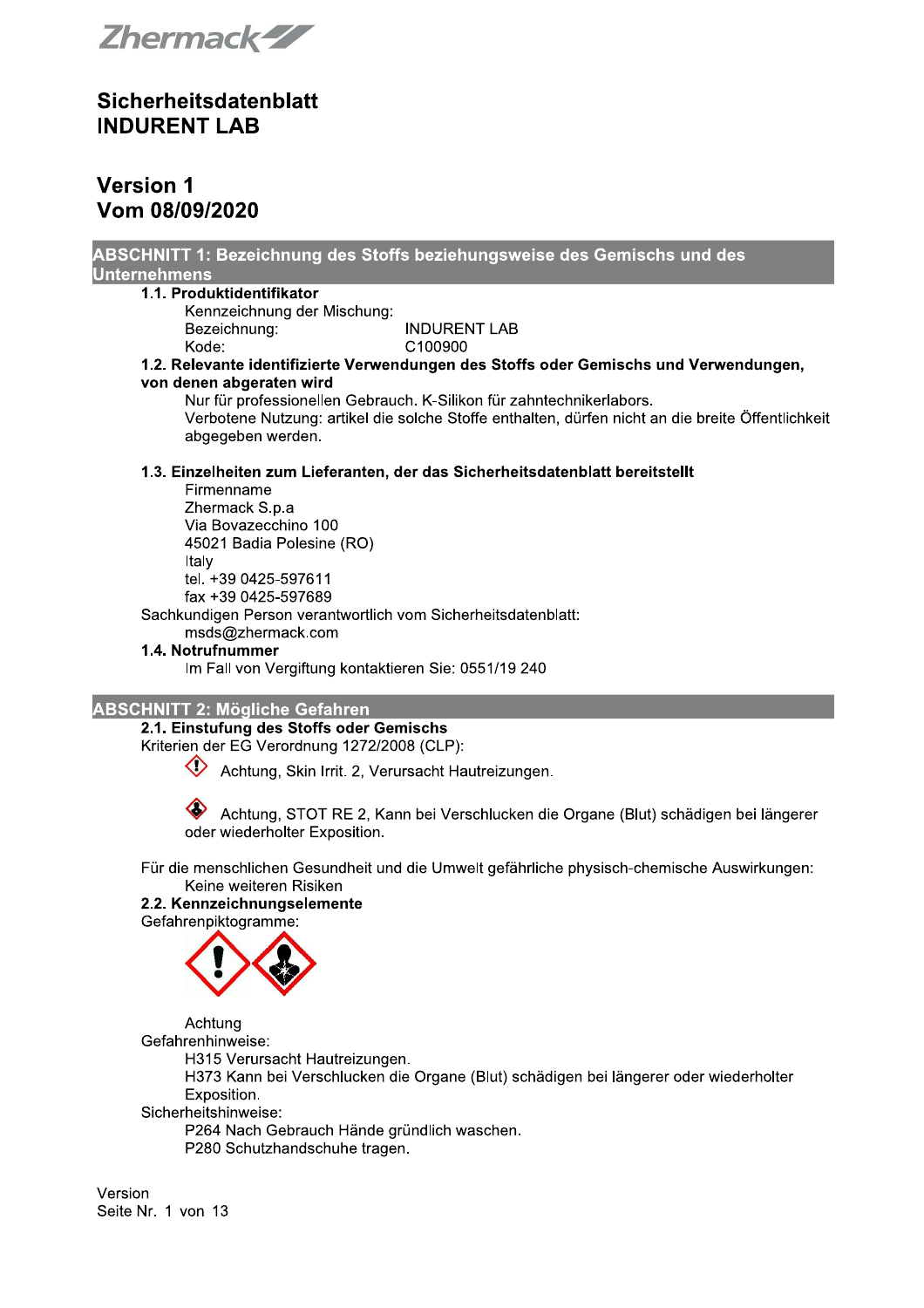Zhermack

# Sicherheitsdatenblatt
# INDURENT LAB

## Version 1
## Vom 08/09/2020

## ABSCHNITT 1: Bezeichnung des Stoffs beziehungsweise des Gemischs und des Unternehmens

**1.1. Produktidentifikator**

Kennzeichnung der Mischung:

Bezeichnung: INDURENT LAB

Kode: C100900

**1.2. Relevante identifizierte Verwendungen des Stoffs oder Gemischs und Verwendungen, von denen abgeraten wird**

Nur für professionellen Gebrauch. K-Silikon für zahntechnikerlabors.

Verbotene Nutzung: artikel die solche Stoffe enthalten, dürfen nicht an die breite Öffentlichkeit abgegeben werden.

**1.3. Einzelheiten zum Lieferanten, der das Sicherheitsdatenblatt bereitstellt**

Firmenname
Zhermack S.p.a
Via Bovazecchino 100
45021 Badia Polesine (RO)
Italy
tel. +39 0425-597611
fax +39 0425-597689

Sachkundigen Person verantwortlich vom Sicherheitsdatenblatt:
msds@zhermack.com

**1.4. Notrufnummer**

Im Fall von Vergiftung kontaktieren Sie: 0551/19 240

## ABSCHNITT 2: Mögliche Gefahren

**2.1. Einstufung des Stoffs oder Gemischs**

Kriterien der EG Verordnung 1272/2008 (CLP):

Achtung, Skin Irrit. 2, Verursacht Hautreizungen.

Achtung, STOT RE 2, Kann bei Verschlucken die Organe (Blut) schädigen bei längerer oder wiederholter Exposition.

Für die menschlichen Gesundheit und die Umwelt gefährliche physisch-chemische Auswirkungen:
Keine weiteren Risiken

**2.2. Kennzeichnungselemente**

Gefahrenpiktogramme:

Achtung

Gefahrenhinweise:

H315 Verursacht Hautreizungen.
H373 Kann bei Verschlucken die Organe (Blut) schädigen bei längerer oder wiederholter Exposition.

Sicherheitshinweise:

P264 Nach Gebrauch Hände gründlich waschen.
P280 Schutzhandschuhe tragen.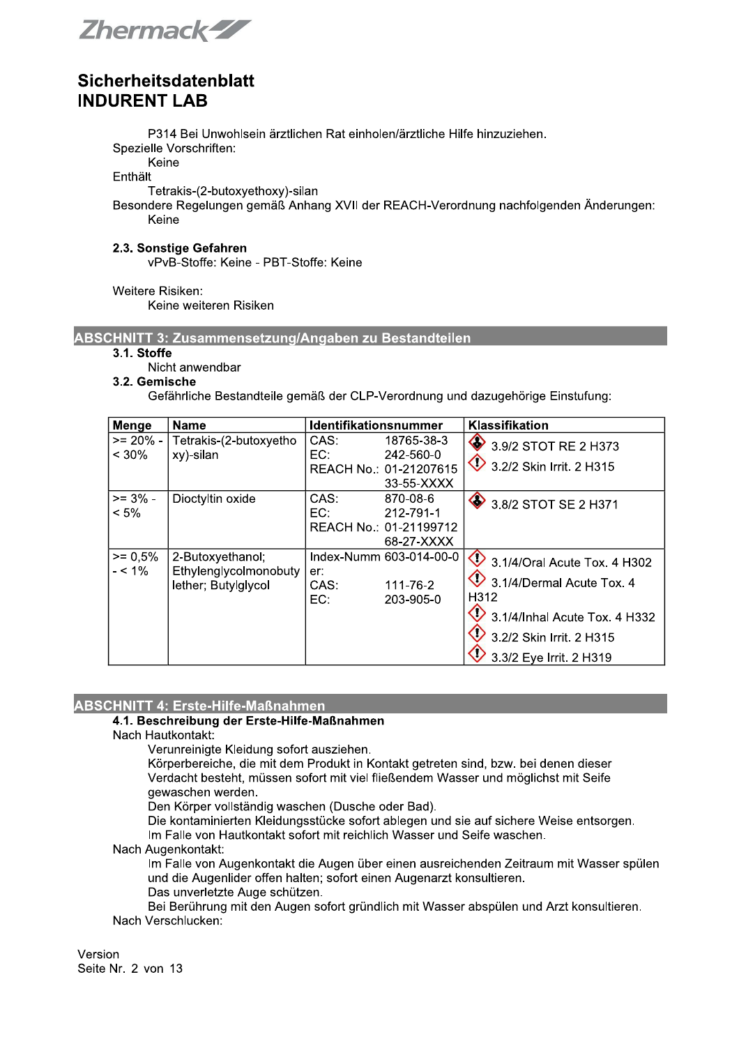P314 Bei Unwohlsein ärztlichen Rat einholen/ärztliche Hilfe hinzuziehen.

Spezielle Vorschriften:

Keine

Enthält

Tetrakis-(2-butoxyethoxy)-silan

Besondere Regelungen gemäß Anhang XVII der REACH-Verordnung nachfolgenden Änderungen:

Keine

### 2.3. Sonstige Gefahren

vPvB-Stoffe: Keine - PBT-Stoffe: Keine

Weitere Risiken:

Keine weiteren Risiken

## ABSCHNITT 3: Zusammensetzung/Angaben zu Bestandteilen

### 3.1. Stoffe

Nicht anwendbar

### 3.2. Gemische

Gefährliche Bestandteile gemäß der CLP-Verordnung und dazugehörige Einstufung:

| Menge | Name | Identifikationsnummer | Klassifikation |
|---|---|---|---|
| >= 20% - < 30% | Tetrakis-(2-butoxyethoxy)-silan | CAS: 18765-38-3<br>EC: 242-560-0<br>REACH No.: 01-2120761533-55-XXXX | 3.9/2 STOT RE 2 H373<br>3.2/2 Skin Irrit. 2 H315 |
| >= 3% - < 5% | Dioctyltin oxide | CAS: 870-08-6<br>EC: 212-791-1<br>REACH No.: 01-2119971268-27-XXXX | 3.8/2 STOT SE 2 H371 |
| >= 0,5% - < 1% | 2-Butoxyethanol; Ethylenglycolmonobutylether; Butylglycol | Index-Nummer: 603-014-00-0<br>CAS: 111-76-2<br>EC: 203-905-0 | 3.1/4/Oral Acute Tox. 4 H302<br>3.1/4/Dermal Acute Tox. 4 H312<br>3.1/4/Inhal Acute Tox. 4 H332<br>3.2/2 Skin Irrit. 2 H315<br>3.3/2 Eye Irrit. 2 H319 |

## ABSCHNITT 4: Erste-Hilfe-Maßnahmen

### 4.1. Beschreibung der Erste-Hilfe-Maßnahmen

Nach Hautkontakt:

Verunreinigte Kleidung sofort ausziehen.

Körperbereiche, die mit dem Produkt in Kontakt getreten sind, bzw. bei denen dieser Verdacht besteht, müssen sofort mit viel fließendem Wasser und möglichst mit Seife gewaschen werden.

Den Körper vollständig waschen (Dusche oder Bad).

Die kontaminierten Kleidungsstücke sofort ablegen und sie auf sichere Weise entsorgen.

Im Falle von Hautkontakt sofort mit reichlich Wasser und Seife waschen.

Nach Augenkontakt:

Im Falle von Augenkontakt die Augen über einen ausreichenden Zeitraum mit Wasser spülen und die Augenlider offen halten; sofort einen Augenarzt konsultieren.

Das unverletzte Auge schützen.

Bei Berührung mit den Augen sofort gründlich mit Wasser abspülen und Arzt konsultieren.

Nach Verschlucken: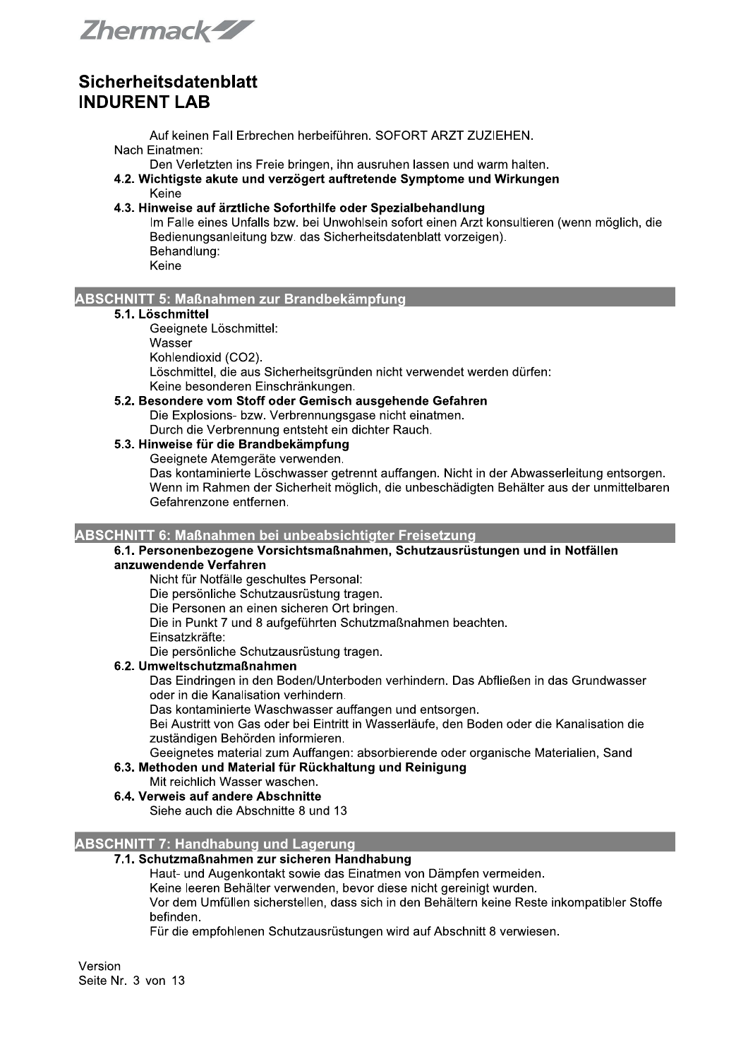Auf keinen Fall Erbrechen herbeiführen. SOFORT ARZT ZUZIEHEN.

Nach Einatmen:

Den Verletzten ins Freie bringen, ihn ausruhen lassen und warm halten.

**4.2. Wichtigste akute und verzögert auftretende Symptome und Wirkungen**

Keine

**4.3. Hinweise auf ärztliche Soforthilfe oder Spezialbehandlung**

Im Falle eines Unfalls bzw. bei Unwohlsein sofort einen Arzt konsultieren (wenn möglich, die Bedienungsanleitung bzw. das Sicherheitsdatenblatt vorzeigen).

Behandlung:

Keine

## ABSCHNITT 5: Maßnahmen zur Brandbekämpfung

**5.1. Löschmittel**

Geeignete Löschmittel:

Wasser

Kohlendioxid ($CO_2$).

Löschmittel, die aus Sicherheitsgründen nicht verwendet werden dürfen:

Keine besonderen Einschränkungen.

**5.2. Besondere vom Stoff oder Gemisch ausgehende Gefahren**

Die Explosions- bzw. Verbrennungsgase nicht einatmen.

Durch die Verbrennung entsteht ein dichter Rauch.

**5.3. Hinweise für die Brandbekämpfung**

Geeignete Atemgeräte verwenden.

Das kontaminierte Löschwasser getrennt auffangen. Nicht in der Abwasserleitung entsorgen.

Wenn im Rahmen der Sicherheit möglich, die unbeschädigten Behälter aus der unmittelbaren Gefahrenzone entfernen.

## ABSCHNITT 6: Maßnahmen bei unbeabsichtigter Freisetzung

**6.1. Personenbezogene Vorsichtsmaßnahmen, Schutzausrüstungen und in Notfällen anzuwendende Verfahren**

Nicht für Notfälle geschultes Personal:

Die persönliche Schutzausrüstung tragen.

Die Personen an einen sicheren Ort bringen.

Die in Punkt 7 und 8 aufgeführten Schutzmaßnahmen beachten.

Einsatzkräfte:

Die persönliche Schutzausrüstung tragen.

**6.2. Umweltschutzmaßnahmen**

Das Eindringen in den Boden/Unterboden verhindern. Das Abfließen in das Grundwasser oder in die Kanalisation verhindern.

Das kontaminierte Waschwasser auffangen und entsorgen.

Bei Austritt von Gas oder bei Eintritt in Wasserläufe, den Boden oder die Kanalisation die zuständigen Behörden informieren.

Geeignetes material zum Auffangen: absorbierende oder organische Materialien, Sand

**6.3. Methoden und Material für Rückhaltung und Reinigung**

Mit reichlich Wasser waschen.

**6.4. Verweis auf andere Abschnitte**

Siehe auch die Abschnitte 8 und 13

## ABSCHNITT 7: Handhabung und Lagerung

**7.1. Schutzmaßnahmen zur sicheren Handhabung**

Haut- und Augenkontakt sowie das Einatmen von Dämpfen vermeiden.

Keine leeren Behälter verwenden, bevor diese nicht gereinigt wurden.

Vor dem Umfüllen sicherstellen, dass sich in den Behältern keine Reste inkompatibler Stoffe befinden.

Für die empfohlenen Schutzausrüstungen wird auf Abschnitt 8 verwiesen.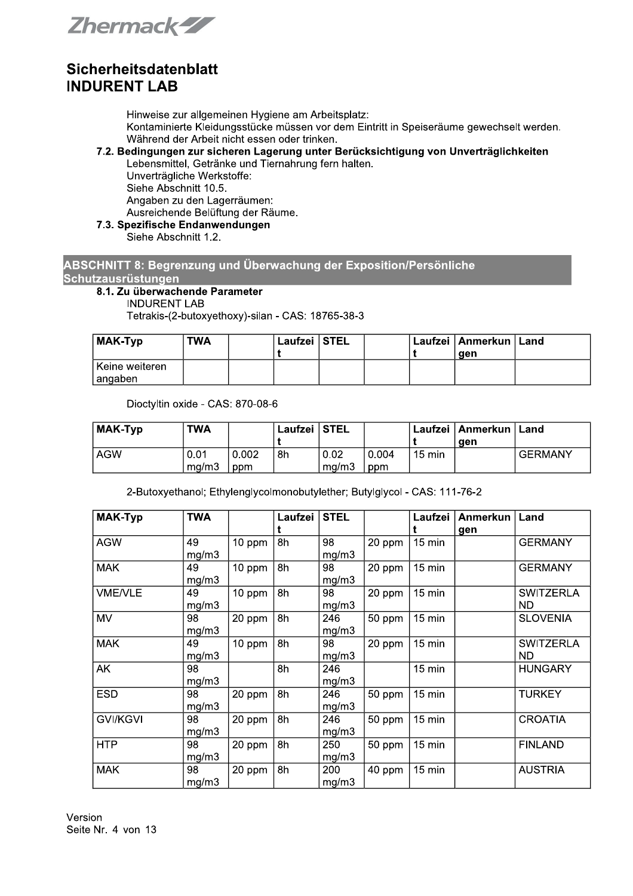Hinweise zur allgemeinen Hygiene am Arbeitsplatz:
Kontaminierte Kleidungsstücke müssen vor dem Eintritt in Speiseräume gewechselt werden.
Während der Arbeit nicht essen oder trinken.

### 7.2. Bedingungen zur sicheren Lagerung unter Berücksichtigung von Unverträglichkeiten

Lebensmittel, Getränke und Tiernahrung fern halten.
Unverträgliche Werkstoffe:
Siehe Abschnitt 10.5.
Angaben zu den Lagerräumen:
Ausreichende Belüftung der Räume.

### 7.3. Spezifische Endanwendungen

Siehe Abschnitt 1.2.

## ABSCHNITT 8: Begrenzung und Überwachung der Exposition/Persönliche Schutzausrüstungen

### 8.1. Zu überwachende Parameter

INDURENT LAB
Tetrakis-(2-butoxyethoxy)-silan - CAS: 18765-38-3

| MAK-Typ | TWA | | Laufzeit | STEL | | Laufzeit | Anmerkungen | Land |
|---|---|---|---|---|---|---|---|---|
| Keine weiteren angaben | | | | | | | | |

Dioctyltin oxide - CAS: 870-08-6

| MAK-Typ | TWA | | Laufzeit | STEL | | Laufzeit | Anmerkungen | Land |
|---|---|---|---|---|---|---|---|---|
| AGW | 0.01 mg/m3 | 0.002 ppm | 8h | 0.02 mg/m3 | 0.004 ppm | 15 min | | GERMANY |

2-Butoxyethanol; Ethylenglycolmonobutylether; Butylglycol - CAS: 111-76-2

| MAK-Typ | TWA | | Laufzeit | STEL | | Laufzeit | Anmerkungen | Land |
|---|---|---|---|---|---|---|---|---|
| AGW | 49 mg/m3 | 10 ppm | 8h | 98 mg/m3 | 20 ppm | 15 min | | GERMANY |
| MAK | 49 mg/m3 | 10 ppm | 8h | 98 mg/m3 | 20 ppm | 15 min | | GERMANY |
| VME/VLE | 49 mg/m3 | 10 ppm | 8h | 98 mg/m3 | 20 ppm | 15 min | | SWITZERLAND |
| MV | 98 mg/m3 | 20 ppm | 8h | 246 mg/m3 | 50 ppm | 15 min | | SLOVENIA |
| MAK | 49 mg/m3 | 10 ppm | 8h | 98 mg/m3 | 20 ppm | 15 min | | SWITZERLAND |
| AK | 98 mg/m3 | | 8h | 246 mg/m3 | | 15 min | | HUNGARY |
| ESD | 98 mg/m3 | 20 ppm | 8h | 246 mg/m3 | 50 ppm | 15 min | | TURKEY |
| GVI/KGVI | 98 mg/m3 | 20 ppm | 8h | 246 mg/m3 | 50 ppm | 15 min | | CROATIA |
| HTP | 98 mg/m3 | 20 ppm | 8h | 250 mg/m3 | 50 ppm | 15 min | | FINLAND |
| MAK | 98 mg/m3 | 20 ppm | 8h | 200 mg/m3 | 40 ppm | 15 min | | AUSTRIA |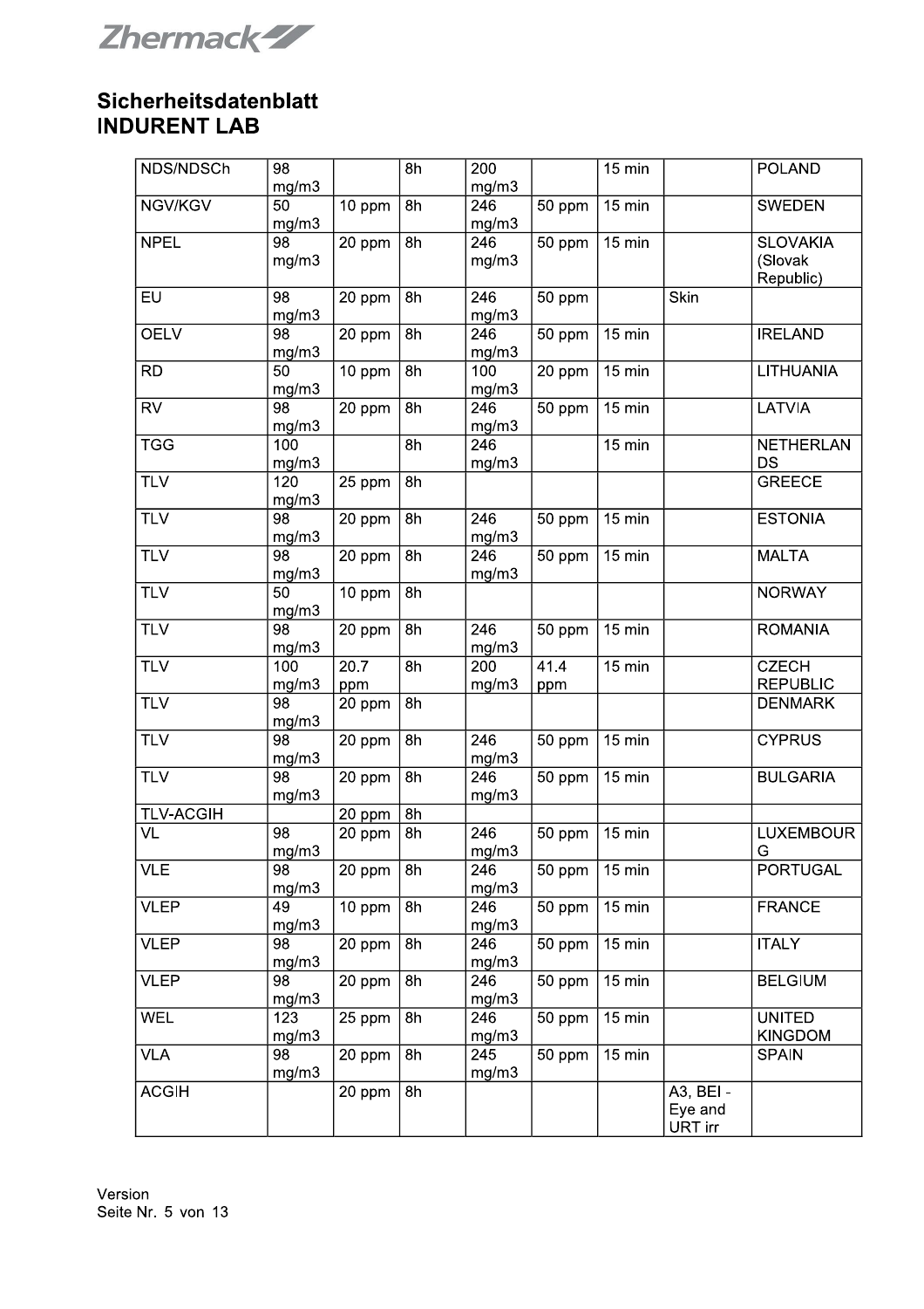# Sicherheitsdatenblatt
## INDURENT LAB

| | | | | | | | | |
|---|---|---|---|---|---|---|---|---|
| NDS/NDSCh | 98 mg/m3 | | 8h | 200 mg/m3 | | 15 min | | POLAND |
| NGV/KGV | 50 mg/m3 | 10 ppm | 8h | 246 mg/m3 | 50 ppm | 15 min | | SWEDEN |
| NPEL | 98 mg/m3 | 20 ppm | 8h | 246 mg/m3 | 50 ppm | 15 min | | SLOVAKIA (Slovak Republic) |
| EU | 98 mg/m3 | 20 ppm | 8h | 246 mg/m3 | 50 ppm | | Skin | |
| OELV | 98 mg/m3 | 20 ppm | 8h | 246 mg/m3 | 50 ppm | 15 min | | IRELAND |
| RD | 50 mg/m3 | 10 ppm | 8h | 100 mg/m3 | 20 ppm | 15 min | | LITHUANIA |
| RV | 98 mg/m3 | 20 ppm | 8h | 246 mg/m3 | 50 ppm | 15 min | | LATVIA |
| TGG | 100 mg/m3 | | 8h | 246 mg/m3 | | 15 min | | NETHERLANDS |
| TLV | 120 mg/m3 | 25 ppm | 8h | | | | | GREECE |
| TLV | 98 mg/m3 | 20 ppm | 8h | 246 mg/m3 | 50 ppm | 15 min | | ESTONIA |
| TLV | 98 mg/m3 | 20 ppm | 8h | 246 mg/m3 | 50 ppm | 15 min | | MALTA |
| TLV | 50 mg/m3 | 10 ppm | 8h | | | | | NORWAY |
| TLV | 98 mg/m3 | 20 ppm | 8h | 246 mg/m3 | 50 ppm | 15 min | | ROMANIA |
| TLV | 100 mg/m3 | 20.7 ppm | 8h | 200 mg/m3 | 41.4 ppm | 15 min | | CZECH REPUBLIC |
| TLV | 98 mg/m3 | 20 ppm | 8h | | | | | DENMARK |
| TLV | 98 mg/m3 | 20 ppm | 8h | 246 mg/m3 | 50 ppm | 15 min | | CYPRUS |
| TLV | 98 mg/m3 | 20 ppm | 8h | 246 mg/m3 | 50 ppm | 15 min | | BULGARIA |
| TLV-ACGIH | | 20 ppm | 8h | | | | | |
| VL | 98 mg/m3 | 20 ppm | 8h | 246 mg/m3 | 50 ppm | 15 min | | LUXEMBOURG |
| VLE | 98 mg/m3 | 20 ppm | 8h | 246 mg/m3 | 50 ppm | 15 min | | PORTUGAL |
| VLEP | 49 mg/m3 | 10 ppm | 8h | 246 mg/m3 | 50 ppm | 15 min | | FRANCE |
| VLEP | 98 mg/m3 | 20 ppm | 8h | 246 mg/m3 | 50 ppm | 15 min | | ITALY |
| VLEP | 98 mg/m3 | 20 ppm | 8h | 246 mg/m3 | 50 ppm | 15 min | | BELGIUM |
| WEL | 123 mg/m3 | 25 ppm | 8h | 246 mg/m3 | 50 ppm | 15 min | | UNITED KINGDOM |
| VLA | 98 mg/m3 | 20 ppm | 8h | 245 mg/m3 | 50 ppm | 15 min | | SPAIN |
| ACGIH | | 20 ppm | 8h | | | | A3, BEI - Eye and URT irr | |

Version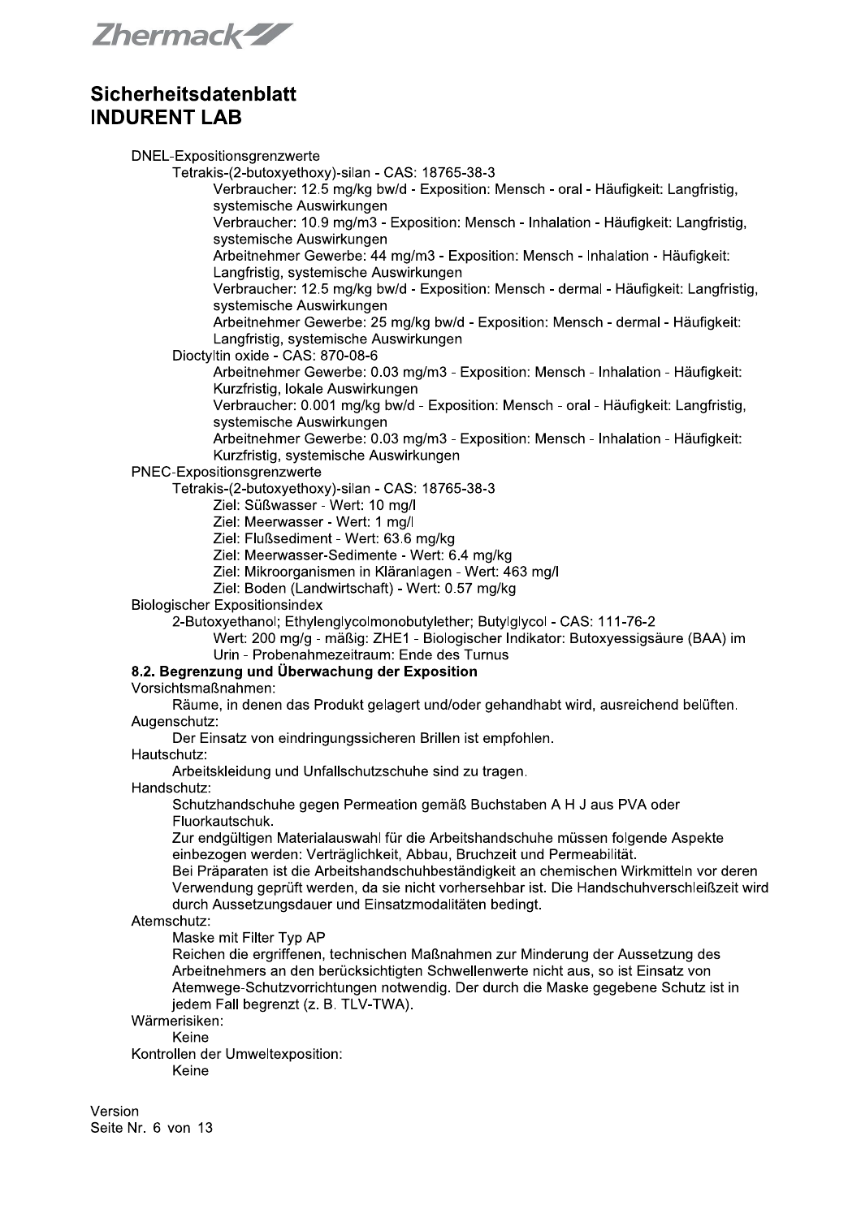DNEL-Expositionsgrenzwerte

- Tetrakis-(2-butoxyethoxy)-silan - CAS: 18765-38-3
  - Verbraucher: 12.5 mg/kg bw/d - Exposition: Mensch - oral - Häufigkeit: Langfristig, systemische Auswirkungen
  - Verbraucher: 10.9 mg/m3 - Exposition: Mensch - Inhalation - Häufigkeit: Langfristig, systemische Auswirkungen
  - Arbeitnehmer Gewerbe: 44 mg/m3 - Exposition: Mensch - Inhalation - Häufigkeit: Langfristig, systemische Auswirkungen
  - Verbraucher: 12.5 mg/kg bw/d - Exposition: Mensch - dermal - Häufigkeit: Langfristig, systemische Auswirkungen
  - Arbeitnehmer Gewerbe: 25 mg/kg bw/d - Exposition: Mensch - dermal - Häufigkeit: Langfristig, systemische Auswirkungen
- Dioctyltin oxide - CAS: 870-08-6
  - Arbeitnehmer Gewerbe: 0.03 mg/m3 - Exposition: Mensch - Inhalation - Häufigkeit: Kurzfristig, lokale Auswirkungen
  - Verbraucher: 0.001 mg/kg bw/d - Exposition: Mensch - oral - Häufigkeit: Langfristig, systemische Auswirkungen
  - Arbeitnehmer Gewerbe: 0.03 mg/m3 - Exposition: Mensch - Inhalation - Häufigkeit: Kurzfristig, systemische Auswirkungen

PNEC-Expositionsgrenzwerte

- Tetrakis-(2-butoxyethoxy)-silan - CAS: 18765-38-3
  - Ziel: Süßwasser - Wert: 10 mg/l
  - Ziel: Meerwasser - Wert: 1 mg/l
  - Ziel: Flußsediment - Wert: 63.6 mg/kg
  - Ziel: Meerwasser-Sedimente - Wert: 6.4 mg/kg
  - Ziel: Mikroorganismen in Kläranlagen - Wert: 463 mg/l
  - Ziel: Boden (Landwirtschaft) - Wert: 0.57 mg/kg

Biologischer Expositionsindex

- 2-Butoxyethanol; Ethylenglycolmonobutylether; Butylglycol - CAS: 111-76-2
  - Wert: 200 mg/g - mäßig: ZHE1 - Biologischer Indikator: Butoxyessigsäure (BAA) im Urin - Probenahmezeitraum: Ende des Turnus

**8.2. Begrenzung und Überwachung der Exposition**

Vorsichtsmaßnahmen:

Räume, in denen das Produkt gelagert und/oder gehandhabt wird, ausreichend belüften.

Augenschutz:

Der Einsatz von eindringungssicheren Brillen ist empfohlen.

Hautschutz:

Arbeitskleidung und Unfallschutzschuhe sind zu tragen.

Handschutz:

Schutzhandschuhe gegen Permeation gemäß Buchstaben A H J aus PVA oder Fluorkautschuk.

Zur endgültigen Materialauswahl für die Arbeitshandschuhe müssen folgende Aspekte einbezogen werden: Verträglichkeit, Abbau, Bruchzeit und Permeabilität.

Bei Präparaten ist die Arbeitshandschuhbeständigkeit an chemischen Wirkmitteln vor deren Verwendung geprüft werden, da sie nicht vorhersehbar ist. Die Handschuhverschleißzeit wird durch Aussetzungsdauer und Einsatzmodalitäten bedingt.

Atemschutz:

Maske mit Filter Typ AP

Reichen die ergriffenen, technischen Maßnahmen zur Minderung der Aussetzung des Arbeitnehmers an den berücksichtigten Schwellenwerte nicht aus, so ist Einsatz von Atemwege-Schutzvorrichtungen notwendig. Der durch die Maske gegebene Schutz ist in jedem Fall begrenzt (z. B. TLV-TWA).

Wärmerisiken:

Keine

Kontrollen der Umweltexposition:

Keine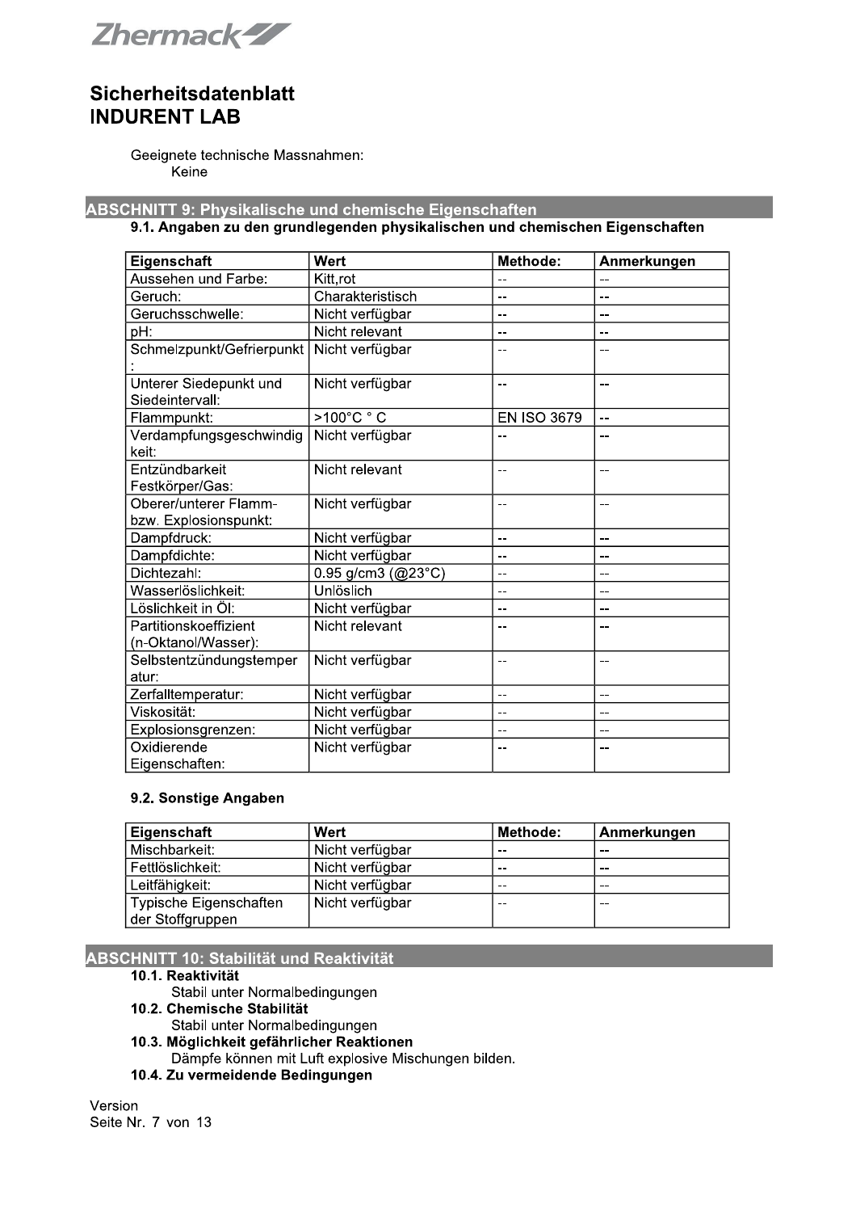Geeignete technische Massnahmen:
Keine

## ABSCHNITT 9: Physikalische und chemische Eigenschaften

### 9.1. Angaben zu den grundlegenden physikalischen und chemischen Eigenschaften

| Eigenschaft | Wert | Methode: | Anmerkungen |
|---|---|---|---|
| Aussehen und Farbe: | Kitt,rot | -- | -- |
| Geruch: | Charakteristisch | -- | -- |
| Geruchsschwelle: | Nicht verfügbar | -- | -- |
| pH: | Nicht relevant | -- | -- |
| Schmelzpunkt/Gefrierpunkt: | Nicht verfügbar | -- | -- |
| Unterer Siedepunkt und Siedeintervall: | Nicht verfügbar | -- | -- |
| Flammpunkt: | >100°C ° C | EN ISO 3679 | -- |
| Verdampfungsgeschwindigkeit: | Nicht verfügbar | -- | -- |
| Entzündbarkeit Festkörper/Gas: | Nicht relevant | -- | -- |
| Oberer/unterer Flamm- bzw. Explosionspunkt: | Nicht verfügbar | -- | -- |
| Dampfdruck: | Nicht verfügbar | -- | -- |
| Dampfdichte: | Nicht verfügbar | -- | -- |
| Dichtezahl: | 0.95 g/cm3 (@23°C) | -- | -- |
| Wasserlöslichkeit: | Unlöslich | -- | -- |
| Löslichkeit in Öl: | Nicht verfügbar | -- | -- |
| Partitionskoeffizient (n-Oktanol/Wasser): | Nicht relevant | -- | -- |
| Selbstentzündungstemperatur: | Nicht verfügbar | -- | -- |
| Zerfalltemperatur: | Nicht verfügbar | -- | -- |
| Viskosität: | Nicht verfügbar | -- | -- |
| Explosionsgrenzen: | Nicht verfügbar | -- | -- |
| Oxidierende Eigenschaften: | Nicht verfügbar | -- | -- |

### 9.2. Sonstige Angaben

| Eigenschaft | Wert | Methode: | Anmerkungen |
|---|---|---|---|
| Mischbarkeit: | Nicht verfügbar | -- | -- |
| Fettlöslichkeit: | Nicht verfügbar | -- | -- |
| Leitfähigkeit: | Nicht verfügbar | -- | -- |
| Typische Eigenschaften der Stoffgruppen | Nicht verfügbar | -- | -- |

## ABSCHNITT 10: Stabilität und Reaktivität

### 10.1. Reaktivität

Stabil unter Normalbedingungen

### 10.2. Chemische Stabilität

Stabil unter Normalbedingungen

### 10.3. Möglichkeit gefährlicher Reaktionen

Dämpfe können mit Luft explosive Mischungen bilden.

### 10.4. Zu vermeidende Bedingungen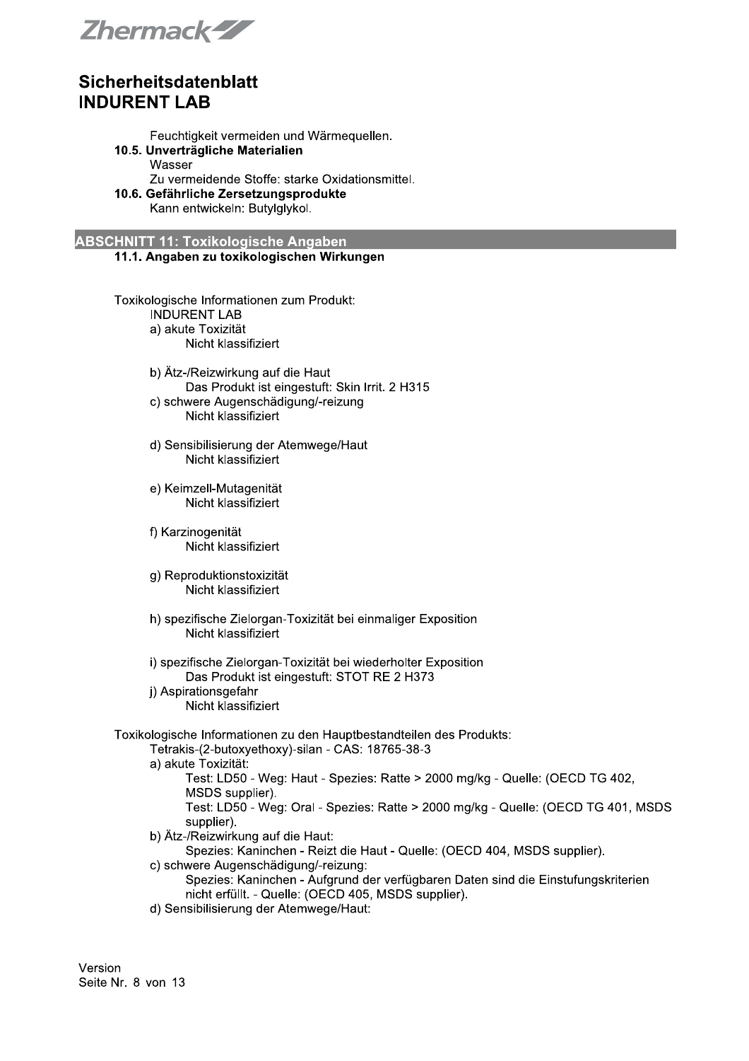Feuchtigkeit vermeiden und Wärmequellen.

**10.5. Unverträgliche Materialien**

Wasser

Zu vermeidende Stoffe: starke Oxidationsmittel.

**10.6. Gefährliche Zersetzungsprodukte**

Kann entwickeln: Butylglykol.

## ABSCHNITT 11: Toxikologische Angaben

### 11.1. Angaben zu toxikologischen Wirkungen

Toxikologische Informationen zum Produkt:

INDURENT LAB

a) akute Toxizität
- Nicht klassifiziert

b) Ätz-/Reizwirkung auf die Haut
- Das Produkt ist eingestuft: Skin Irrit. 2 H315

c) schwere Augenschädigung/-reizung
- Nicht klassifiziert

d) Sensibilisierung der Atemwege/Haut
- Nicht klassifiziert

e) Keimzell-Mutagenität
- Nicht klassifiziert

f) Karzinogenität
- Nicht klassifiziert

g) Reproduktionstoxizität
- Nicht klassifiziert

h) spezifische Zielorgan-Toxizität bei einmaliger Exposition
- Nicht klassifiziert

i) spezifische Zielorgan-Toxizität bei wiederholter Exposition
- Das Produkt ist eingestuft: STOT RE 2 H373

j) Aspirationsgefahr
- Nicht klassifiziert

Toxikologische Informationen zu den Hauptbestandteilen des Produkts:

Tetrakis-(2-butoxyethoxy)-silan - CAS: 18765-38-3

a) akute Toxizität:
- Test: LD50 - Weg: Haut - Spezies: Ratte > 2000 mg/kg - Quelle: (OECD TG 402, MSDS supplier).
- Test: LD50 - Weg: Oral - Spezies: Ratte > 2000 mg/kg - Quelle: (OECD TG 401, MSDS supplier).

b) Ätz-/Reizwirkung auf die Haut:
- Spezies: Kaninchen - Reizt die Haut - Quelle: (OECD 404, MSDS supplier).

c) schwere Augenschädigung/-reizung:
- Spezies: Kaninchen - Aufgrund der verfügbaren Daten sind die Einstufungskriterien nicht erfüllt. - Quelle: (OECD 405, MSDS supplier).

d) Sensibilisierung der Atemwege/Haut: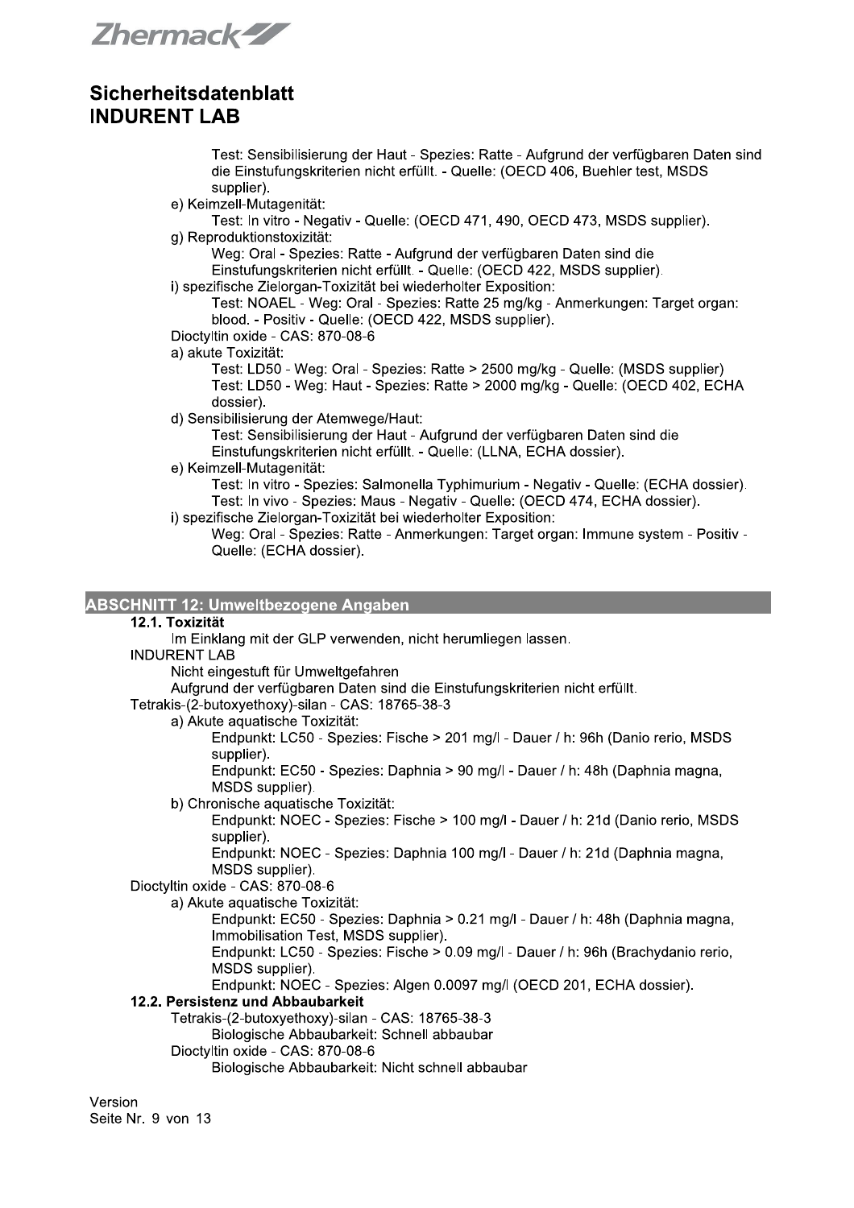Test: Sensibilisierung der Haut - Spezies: Ratte - Aufgrund der verfügbaren Daten sind die Einstufungskriterien nicht erfüllt. - Quelle: (OECD 406, Buehler test, MSDS supplier).

e) Keimzell-Mutagenität:

Test: In vitro - Negativ - Quelle: (OECD 471, 490, OECD 473, MSDS supplier).

g) Reproduktionstoxizität:

Weg: Oral - Spezies: Ratte - Aufgrund der verfügbaren Daten sind die Einstufungskriterien nicht erfüllt. - Quelle: (OECD 422, MSDS supplier).

i) spezifische Zielorgan-Toxizität bei wiederholter Exposition:

Test: NOAEL - Weg: Oral - Spezies: Ratte 25 mg/kg - Anmerkungen: Target organ: blood. - Positiv - Quelle: (OECD 422, MSDS supplier).

Dioctyltin oxide - CAS: 870-08-6

a) akute Toxizität:

Test: LD50 - Weg: Oral - Spezies: Ratte > 2500 mg/kg - Quelle: (MSDS supplier)
Test: LD50 - Weg: Haut - Spezies: Ratte > 2000 mg/kg - Quelle: (OECD 402, ECHA dossier).

d) Sensibilisierung der Atemwege/Haut:

Test: Sensibilisierung der Haut - Aufgrund der verfügbaren Daten sind die Einstufungskriterien nicht erfüllt. - Quelle: (LLNA, ECHA dossier).

e) Keimzell-Mutagenität:

Test: In vitro - Spezies: Salmonella Typhimurium - Negativ - Quelle: (ECHA dossier).
Test: In vivo - Spezies: Maus - Negativ - Quelle: (OECD 474, ECHA dossier).

i) spezifische Zielorgan-Toxizität bei wiederholter Exposition:

Weg: Oral - Spezies: Ratte - Anmerkungen: Target organ: Immune system - Positiv - Quelle: (ECHA dossier).

## ABSCHNITT 12: Umweltbezogene Angaben

### 12.1. Toxizität

Im Einklang mit der GLP verwenden, nicht herumliegen lassen.

INDURENT LAB

Nicht eingestuft für Umweltgefahren
Aufgrund der verfügbaren Daten sind die Einstufungskriterien nicht erfüllt.

Tetrakis-(2-butoxyethoxy)-silan - CAS: 18765-38-3

a) Akute aquatische Toxizität:

Endpunkt: LC50 - Spezies: Fische > 201 mg/l - Dauer / h: 96h (Danio rerio, MSDS supplier).
Endpunkt: EC50 - Spezies: Daphnia > 90 mg/l - Dauer / h: 48h (Daphnia magna, MSDS supplier).

b) Chronische aquatische Toxizität:

Endpunkt: NOEC - Spezies: Fische > 100 mg/l - Dauer / h: 21d (Danio rerio, MSDS supplier).
Endpunkt: NOEC - Spezies: Daphnia 100 mg/l - Dauer / h: 21d (Daphnia magna, MSDS supplier).

Dioctyltin oxide - CAS: 870-08-6

a) Akute aquatische Toxizität:

Endpunkt: EC50 - Spezies: Daphnia > 0.21 mg/l - Dauer / h: 48h (Daphnia magna, Immobilisation Test, MSDS supplier).
Endpunkt: LC50 - Spezies: Fische > 0.09 mg/l - Dauer / h: 96h (Brachydanio rerio, MSDS supplier).
Endpunkt: NOEC - Spezies: Algen 0.0097 mg/l (OECD 201, ECHA dossier).

### 12.2. Persistenz und Abbaubarkeit

Tetrakis-(2-butoxyethoxy)-silan - CAS: 18765-38-3

Biologische Abbaubarkeit: Schnell abbaubar

Dioctyltin oxide - CAS: 870-08-6

Biologische Abbaubarkeit: Nicht schnell abbaubar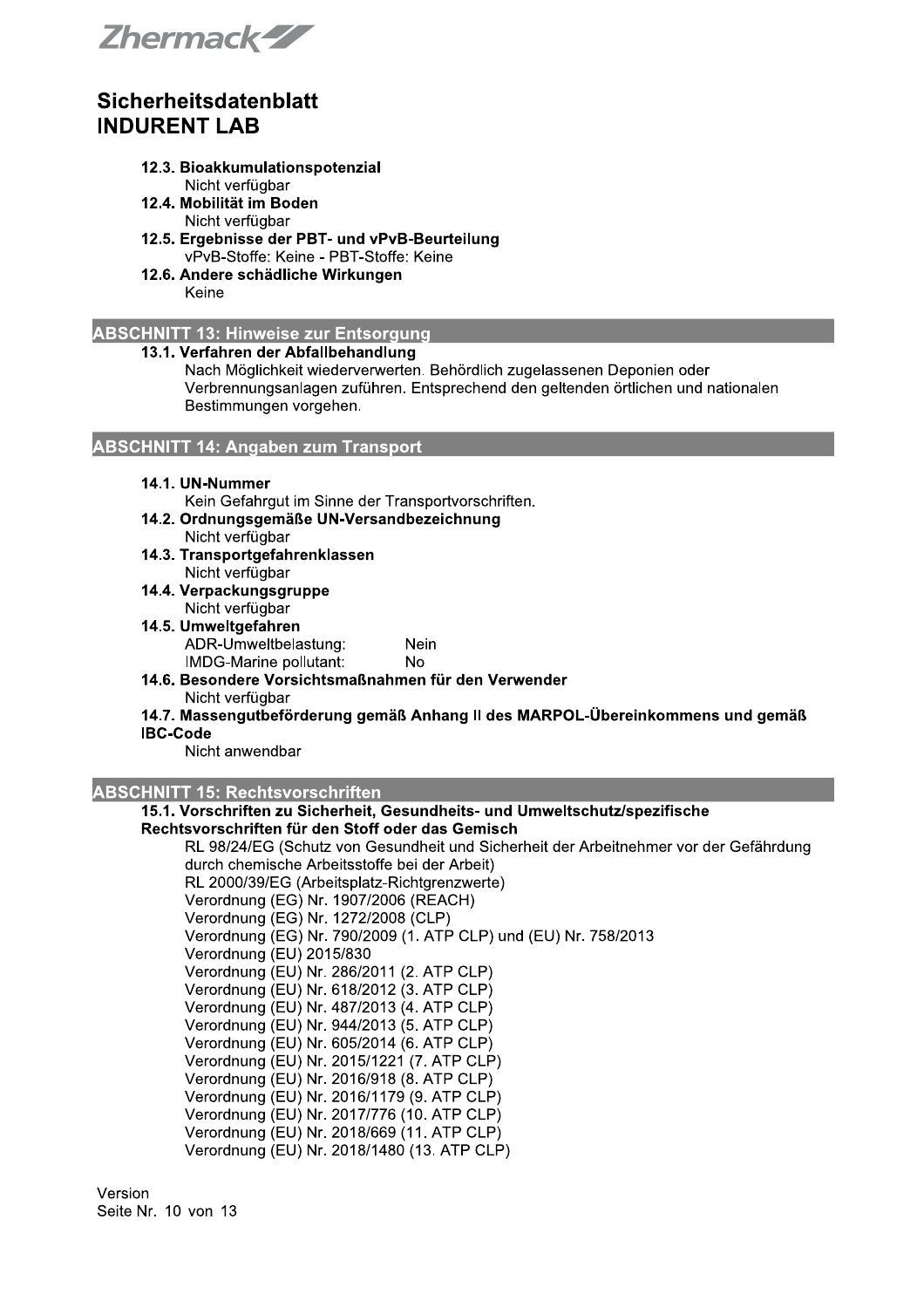12.3. Bioakkumulationspotenzial

Nicht verfügbar

12.4. Mobilität im Boden

Nicht verfügbar

12.5. Ergebnisse der PBT- und vPvB-Beurteilung

vPvB-Stoffe: Keine - PBT-Stoffe: Keine

12.6. Andere schädliche Wirkungen

Keine

## ABSCHNITT 13: Hinweise zur Entsorgung

**13.1. Verfahren der Abfallbehandlung**

Nach Möglichkeit wiederverwerten. Behördlich zugelassenen Deponien oder Verbrennungsanlagen zuführen. Entsprechend den geltenden örtlichen und nationalen Bestimmungen vorgehen.

## ABSCHNITT 14: Angaben zum Transport

**14.1. UN-Nummer**

Kein Gefahrgut im Sinne der Transportvorschriften.

**14.2. Ordnungsgemäße UN-Versandbezeichnung**

Nicht verfügbar

**14.3. Transportgefahrenklassen**

Nicht verfügbar

**14.4. Verpackungsgruppe**

Nicht verfügbar

**14.5. Umweltgefahren**

ADR-Umweltbelastung: Nein

IMDG-Marine pollutant: No

**14.6. Besondere Vorsichtsmaßnahmen für den Verwender**

Nicht verfügbar

**14.7. Massengutbeförderung gemäß Anhang II des MARPOL-Übereinkommens und gemäß IBC-Code**

Nicht anwendbar

## ABSCHNITT 15: Rechtsvorschriften

**15.1. Vorschriften zu Sicherheit, Gesundheits- und Umweltschutz/spezifische Rechtsvorschriften für den Stoff oder das Gemisch**

RL 98/24/EG (Schutz von Gesundheit und Sicherheit der Arbeitnehmer vor der Gefährdung durch chemische Arbeitsstoffe bei der Arbeit)
RL 2000/39/EG (Arbeitsplatz-Richtgrenzwerte)
Verordnung (EG) Nr. 1907/2006 (REACH)
Verordnung (EG) Nr. 1272/2008 (CLP)
Verordnung (EG) Nr. 790/2009 (1. ATP CLP) und (EU) Nr. 758/2013
Verordnung (EU) 2015/830
Verordnung (EU) Nr. 286/2011 (2. ATP CLP)
Verordnung (EU) Nr. 618/2012 (3. ATP CLP)
Verordnung (EU) Nr. 487/2013 (4. ATP CLP)
Verordnung (EU) Nr. 944/2013 (5. ATP CLP)
Verordnung (EU) Nr. 605/2014 (6. ATP CLP)
Verordnung (EU) Nr. 2015/1221 (7. ATP CLP)
Verordnung (EU) Nr. 2016/918 (8. ATP CLP)
Verordnung (EU) Nr. 2016/1179 (9. ATP CLP)
Verordnung (EU) Nr. 2017/776 (10. ATP CLP)
Verordnung (EU) Nr. 2018/669 (11. ATP CLP)
Verordnung (EU) Nr. 2018/1480 (13. ATP CLP)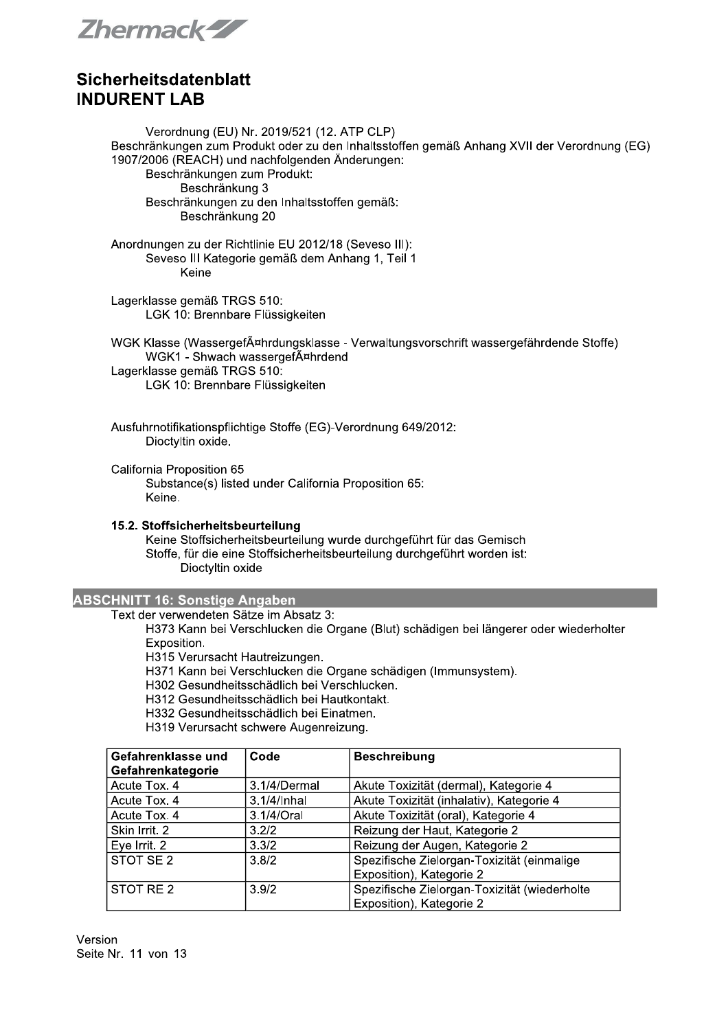Verordnung (EU) Nr. 2019/521 (12. ATP CLP)

Beschränkungen zum Produkt oder zu den Inhaltsstoffen gemäß Anhang XVII der Verordnung (EG) 1907/2006 (REACH) und nachfolgenden Änderungen:

Beschränkungen zum Produkt:

Beschränkung 3

Beschränkungen zu den Inhaltsstoffen gemäß:

Beschränkung 20

Anordnungen zu der Richtlinie EU 2012/18 (Seveso III):

Seveso III Kategorie gemäß dem Anhang 1, Teil 1

Keine

Lagerklasse gemäß TRGS 510:

LGK 10: Brennbare Flüssigkeiten

WGK Klasse (WassergefÃ¤hrdungsklasse - Verwaltungsvorschrift wassergefährdende Stoffe)

WGK1 - Shwach wassergefÃ¤hrdend

Lagerklasse gemäß TRGS 510:

LGK 10: Brennbare Flüssigkeiten

Ausfuhrnotifikationspflichtige Stoffe (EG)-Verordnung 649/2012:

Dioctyltin oxide.

California Proposition 65

Substance(s) listed under California Proposition 65:

Keine.

### 15.2. Stoffsicherheitsbeurteilung

Keine Stoffsicherheitsbeurteilung wurde durchgeführt für das Gemisch

Stoffe, für die eine Stoffsicherheitsbeurteilung durchgeführt worden ist:

Dioctyltin oxide

## ABSCHNITT 16: Sonstige Angaben

Text der verwendeten Sätze im Absatz 3:

H373 Kann bei Verschlucken die Organe (Blut) schädigen bei längerer oder wiederholter Exposition.

H315 Verursacht Hautreizungen.

H371 Kann bei Verschlucken die Organe schädigen (Immunsystem).

H302 Gesundheitsschädlich bei Verschlucken.

H312 Gesundheitsschädlich bei Hautkontakt.

H332 Gesundheitsschädlich bei Einatmen.

H319 Verursacht schwere Augenreizung.

| Gefahrenklasse und Gefahrenkategorie | Code | Beschreibung |
|---|---|---|
| Acute Tox. 4 | 3.1/4/Dermal | Akute Toxizität (dermal), Kategorie 4 |
| Acute Tox. 4 | 3.1/4/Inhal | Akute Toxizität (inhalativ), Kategorie 4 |
| Acute Tox. 4 | 3.1/4/Oral | Akute Toxizität (oral), Kategorie 4 |
| Skin Irrit. 2 | 3.2/2 | Reizung der Haut, Kategorie 2 |
| Eye Irrit. 2 | 3.3/2 | Reizung der Augen, Kategorie 2 |
| STOT SE 2 | 3.8/2 | Spezifische Zielorgan-Toxizität (einmalige Exposition), Kategorie 2 |
| STOT RE 2 | 3.9/2 | Spezifische Zielorgan-Toxizität (wiederholte Exposition), Kategorie 2 |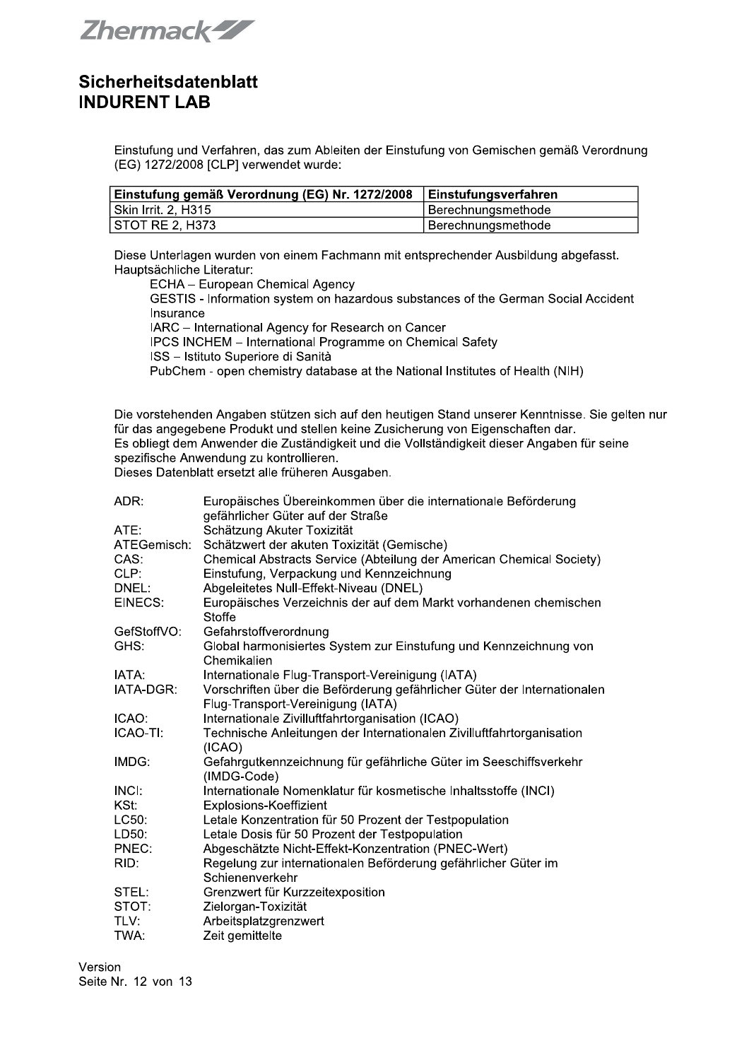Einstufung und Verfahren, das zum Ableiten der Einstufung von Gemischen gemäß Verordnung (EG) 1272/2008 [CLP] verwendet wurde:

| Einstufung gemäß Verordnung (EG) Nr. 1272/2008 | Einstufungsverfahren |
|---|---|
| Skin Irrit. 2, H315 | Berechnungsmethode |
| STOT RE 2, H373 | Berechnungsmethode |

Diese Unterlagen wurden von einem Fachmann mit entsprechender Ausbildung abgefasst.
Hauptsächliche Literatur:

- ECHA – European Chemical Agency
- GESTIS - Information system on hazardous substances of the German Social Accident Insurance
- IARC – International Agency for Research on Cancer
- IPCS INCHEM – International Programme on Chemical Safety
- ISS – Istituto Superiore di Sanità
- PubChem - open chemistry database at the National Institutes of Health (NIH)

Die vorstehenden Angaben stützen sich auf den heutigen Stand unserer Kenntnisse. Sie gelten nur für das angegebene Produkt und stellen keine Zusicherung von Eigenschaften dar.
Es obliegt dem Anwender die Zuständigkeit und die Vollständigkeit dieser Angaben für seine spezifische Anwendung zu kontrollieren.
Dieses Datenblatt ersetzt alle früheren Ausgaben.

| | |
|---|---|
| ADR: | Europäisches Übereinkommen über die internationale Beförderung gefährlicher Güter auf der Straße |
| ATE: | Schätzung Akuter Toxizität |
| ATEGemisch: | Schätzwert der akuten Toxizität (Gemische) |
| CAS: | Chemical Abstracts Service (Abteilung der American Chemical Society) |
| CLP: | Einstufung, Verpackung und Kennzeichnung |
| DNEL: | Abgeleitetes Null-Effekt-Niveau (DNEL) |
| EINECS: | Europäisches Verzeichnis der auf dem Markt vorhandenen chemischen Stoffe |
| GefStoffVO: | Gefahrstoffverordnung |
| GHS: | Global harmonisiertes System zur Einstufung und Kennzeichnung von Chemikalien |
| IATA: | Internationale Flug-Transport-Vereinigung (IATA) |
| IATA-DGR: | Vorschriften über die Beförderung gefährlicher Güter der Internationalen Flug-Transport-Vereinigung (IATA) |
| ICAO: | Internationale Zivilluftfahrtorganisation (ICAO) |
| ICAO-TI: | Technische Anleitungen der Internationalen Zivilluftfahrtorganisation (ICAO) |
| IMDG: | Gefahrgutkennzeichnung für gefährliche Güter im Seeschiffsverkehr (IMDG-Code) |
| INCI: | Internationale Nomenklatur für kosmetische Inhaltsstoffe (INCI) |
| KSt: | Explosions-Koeffizient |
| LC50: | Letale Konzentration für 50 Prozent der Testpopulation |
| LD50: | Letale Dosis für 50 Prozent der Testpopulation |
| PNEC: | Abgeschätzte Nicht-Effekt-Konzentration (PNEC-Wert) |
| RID: | Regelung zur internationalen Beförderung gefährlicher Güter im Schienenverkehr |
| STEL: | Grenzwert für Kurzzeitexposition |
| STOT: | Zielorgan-Toxizität |
| TLV: | Arbeitsplatzgrenzwert |
| TWA: | Zeit gemittelte |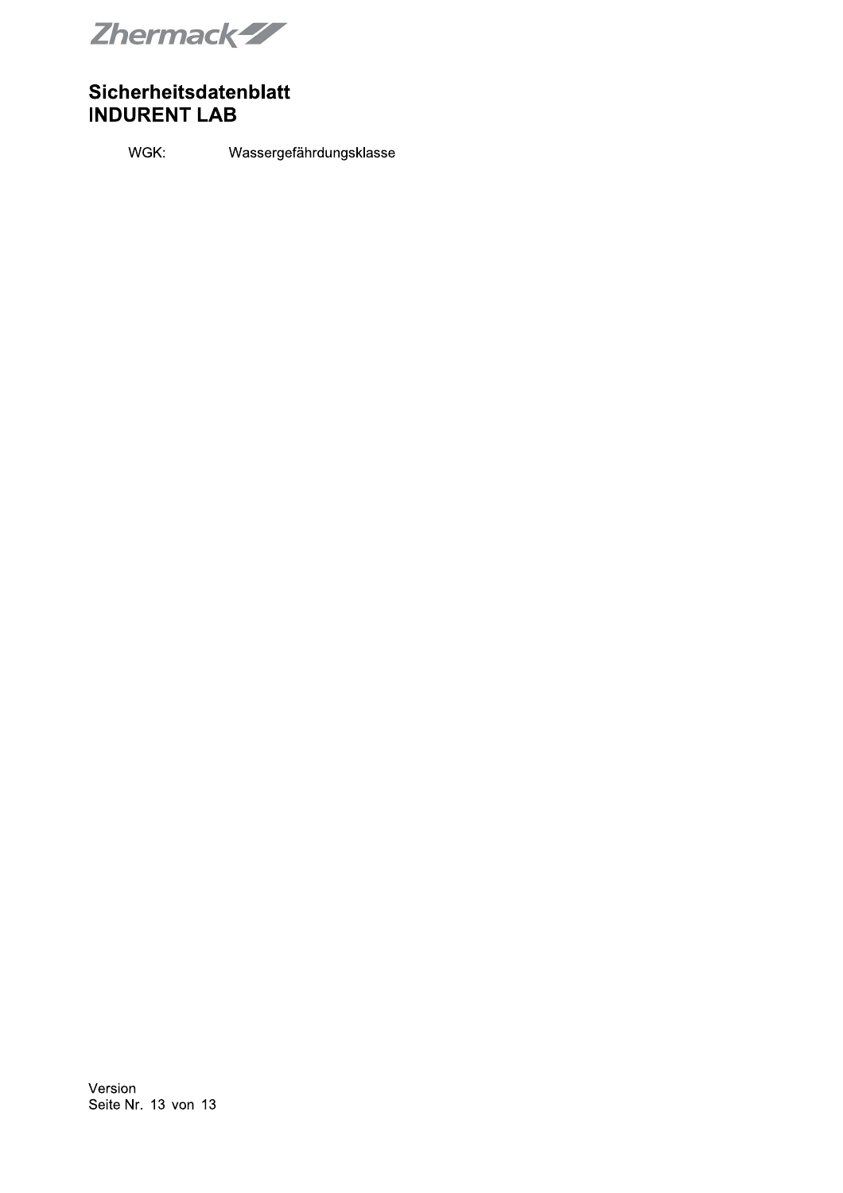WGK: Wassergefährdungsklasse